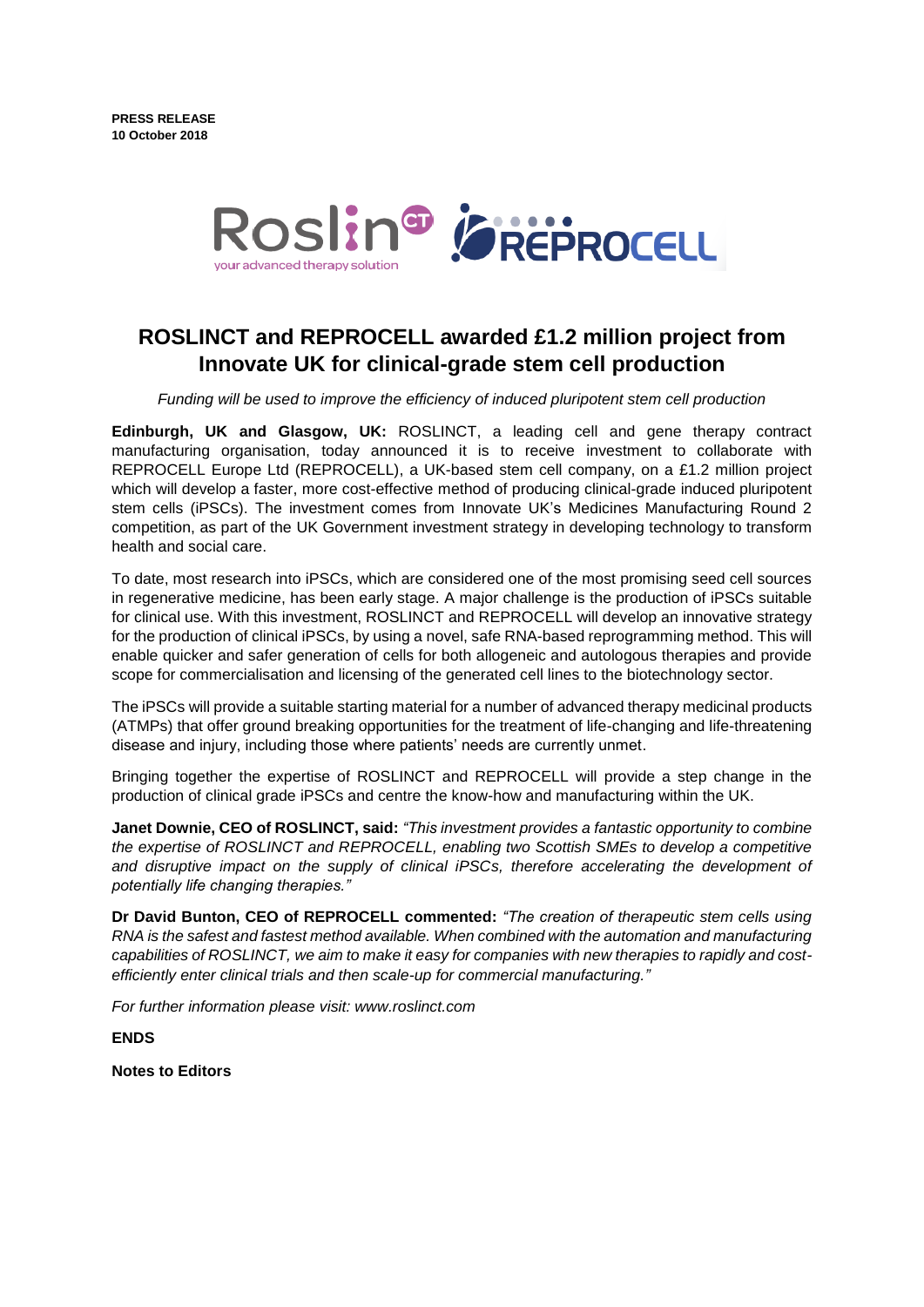**PRESS RELEASE**
**10 October 2018**

# ROSLINCT and REPROCELL awarded £1.2 million project from Innovate UK for clinical-grade stem cell production

*Funding will be used to improve the efficiency of induced pluripotent stem cell production*

**Edinburgh, UK and Glasgow, UK:** ROSLINCT, a leading cell and gene therapy contract manufacturing organisation, today announced it is to receive investment to collaborate with REPROCELL Europe Ltd (REPROCELL), a UK-based stem cell company, on a £1.2 million project which will develop a faster, more cost-effective method of producing clinical-grade induced pluripotent stem cells (iPSCs). The investment comes from Innovate UK's Medicines Manufacturing Round 2 competition, as part of the UK Government investment strategy in developing technology to transform health and social care.

To date, most research into iPSCs, which are considered one of the most promising seed cell sources in regenerative medicine, has been early stage. A major challenge is the production of iPSCs suitable for clinical use. With this investment, ROSLINCT and REPROCELL will develop an innovative strategy for the production of clinical iPSCs, by using a novel, safe RNA-based reprogramming method. This will enable quicker and safer generation of cells for both allogeneic and autologous therapies and provide scope for commercialisation and licensing of the generated cell lines to the biotechnology sector.

The iPSCs will provide a suitable starting material for a number of advanced therapy medicinal products (ATMPs) that offer ground breaking opportunities for the treatment of life-changing and life-threatening disease and injury, including those where patients' needs are currently unmet.

Bringing together the expertise of ROSLINCT and REPROCELL will provide a step change in the production of clinical grade iPSCs and centre the know-how and manufacturing within the UK.

**Janet Downie, CEO of ROSLINCT, said:** *"This investment provides a fantastic opportunity to combine the expertise of ROSLINCT and REPROCELL, enabling two Scottish SMEs to develop a competitive and disruptive impact on the supply of clinical iPSCs, therefore accelerating the development of potentially life changing therapies."*

**Dr David Bunton, CEO of REPROCELL commented:** *"The creation of therapeutic stem cells using RNA is the safest and fastest method available. When combined with the automation and manufacturing capabilities of ROSLINCT, we aim to make it easy for companies with new therapies to rapidly and cost-efficiently enter clinical trials and then scale-up for commercial manufacturing."*

*For further information please visit: www.roslinct.com*

**ENDS**

**Notes to Editors**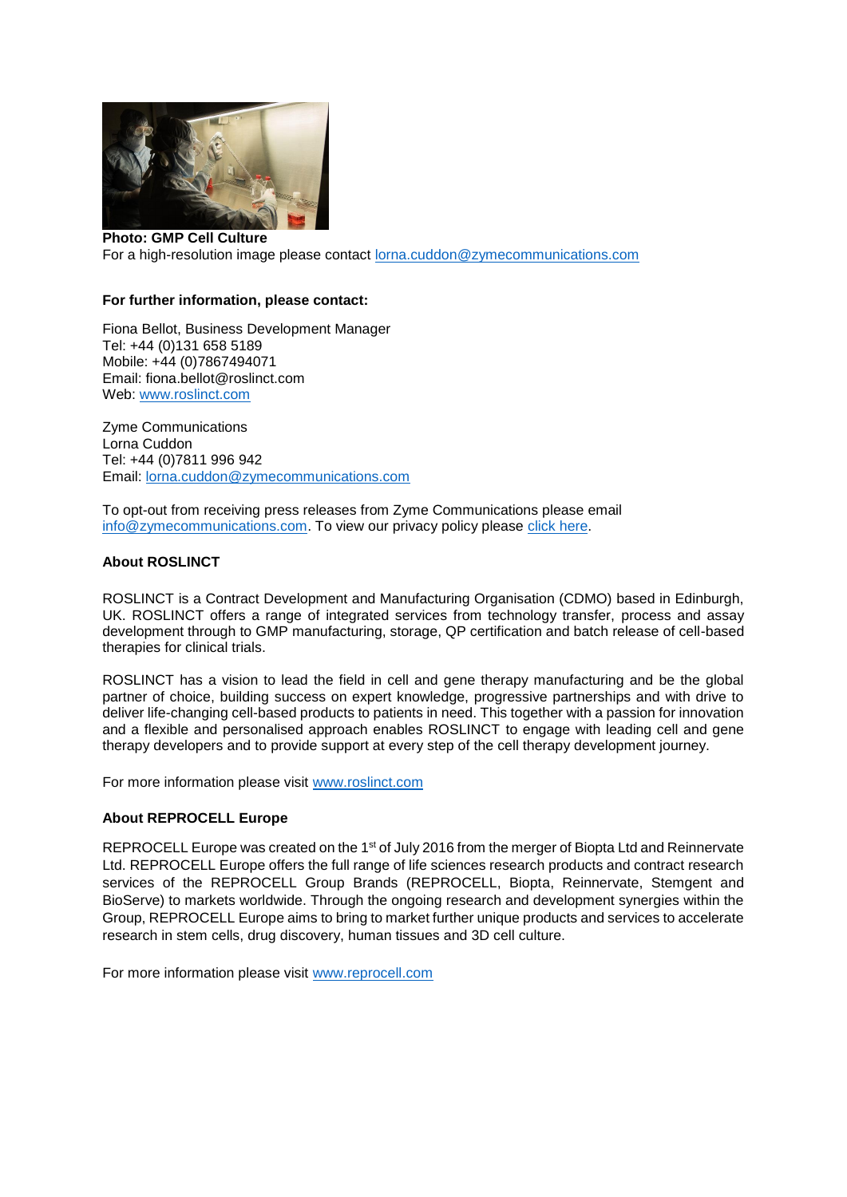**Photo: GMP Cell Culture**
For a high-resolution image please contact lorna.cuddon@zymecommunications.com

**For further information, please contact:**

Fiona Bellot, Business Development Manager
Tel: +44 (0)131 658 5189
Mobile: +44 (0)7867494071
Email: fiona.bellot@roslinct.com
Web: www.roslinct.com

Zyme Communications
Lorna Cuddon
Tel: +44 (0)7811 996 942
Email: lorna.cuddon@zymecommunications.com

To opt-out from receiving press releases from Zyme Communications please email info@zymecommunications.com. To view our privacy policy please click here.

**About ROSLINCT**

ROSLINCT is a Contract Development and Manufacturing Organisation (CDMO) based in Edinburgh, UK. ROSLINCT offers a range of integrated services from technology transfer, process and assay development through to GMP manufacturing, storage, QP certification and batch release of cell-based therapies for clinical trials.

ROSLINCT has a vision to lead the field in cell and gene therapy manufacturing and be the global partner of choice, building success on expert knowledge, progressive partnerships and with drive to deliver life-changing cell-based products to patients in need. This together with a passion for innovation and a flexible and personalised approach enables ROSLINCT to engage with leading cell and gene therapy developers and to provide support at every step of the cell therapy development journey.

For more information please visit www.roslinct.com

**About REPROCELL Europe**

REPROCELL Europe was created on the 1st of July 2016 from the merger of Biopta Ltd and Reinnervate Ltd. REPROCELL Europe offers the full range of life sciences research products and contract research services of the REPROCELL Group Brands (REPROCELL, Biopta, Reinnervate, Stemgent and BioServe) to markets worldwide. Through the ongoing research and development synergies within the Group, REPROCELL Europe aims to bring to market further unique products and services to accelerate research in stem cells, drug discovery, human tissues and 3D cell culture.

For more information please visit www.reprocell.com